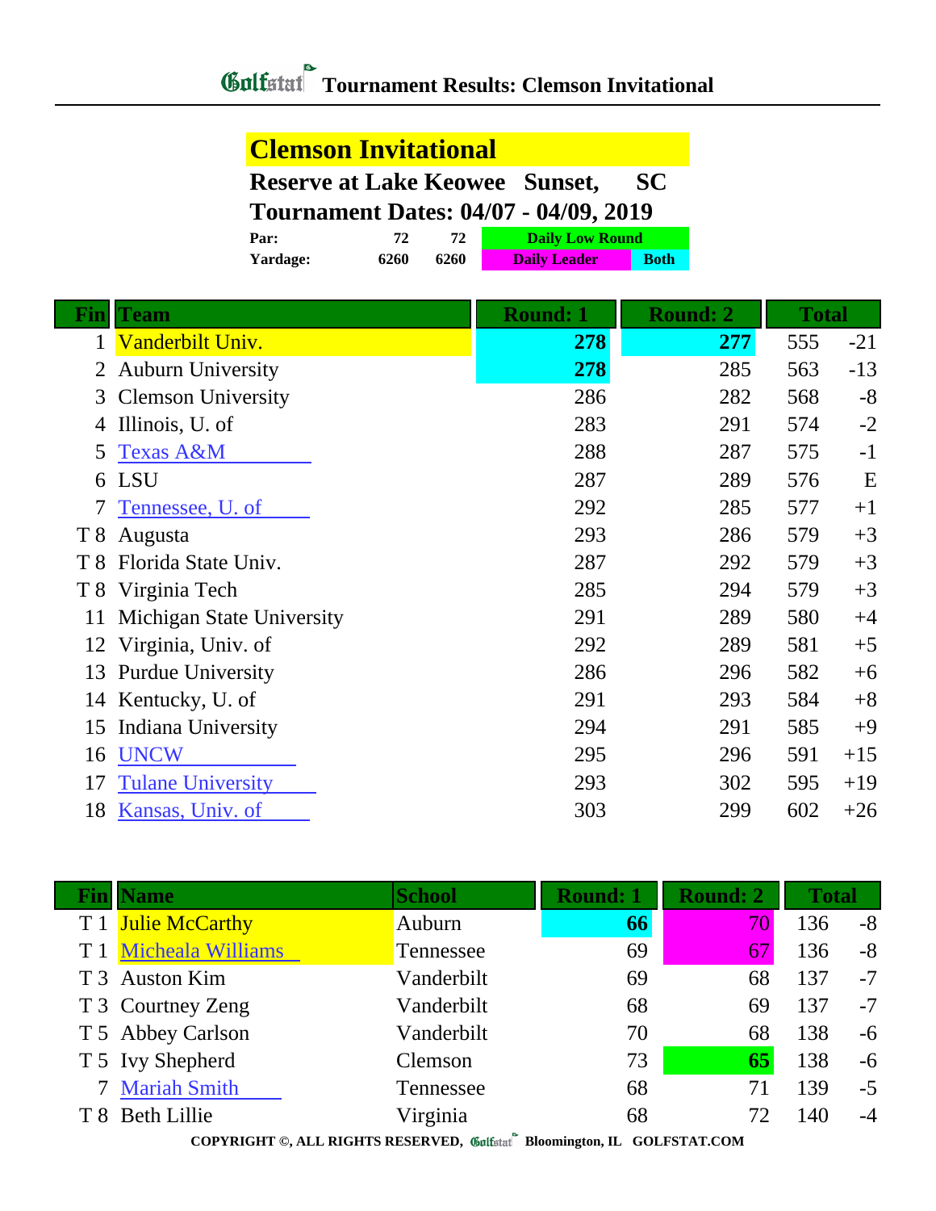# Tournament Results: Clemson Invitational

## Clemson Invitational

**Reserve at Lake Keowee Sunset, SC**

**Tournament Dates: 04/07 - 04/09, 2019**

| | | | |
|---|---|---|---|
| **Par:** | **72** | **72** | **Daily Low Round** |
| **Yardage:** | **6260** | **6260** | **Daily Leader** / **Both** |

| Fin | Team | Round: 1 | Round: 2 | Total | |
|---|---|---|---|---|---|
| 1 | Vanderbilt Univ. | **278** | **277** | 555 | -21 |
| 2 | Auburn University | **278** | 285 | 563 | -13 |
| 3 | Clemson University | 286 | 282 | 568 | -8 |
| 4 | Illinois, U. of | 283 | 291 | 574 | -2 |
| 5 | Texas A&M | 288 | 287 | 575 | -1 |
| 6 | LSU | 287 | 289 | 576 | E |
| 7 | Tennessee, U. of | 292 | 285 | 577 | +1 |
| T 8 | Augusta | 293 | 286 | 579 | +3 |
| T 8 | Florida State Univ. | 287 | 292 | 579 | +3 |
| T 8 | Virginia Tech | 285 | 294 | 579 | +3 |
| 11 | Michigan State University | 291 | 289 | 580 | +4 |
| 12 | Virginia, Univ. of | 292 | 289 | 581 | +5 |
| 13 | Purdue University | 286 | 296 | 582 | +6 |
| 14 | Kentucky, U. of | 291 | 293 | 584 | +8 |
| 15 | Indiana University | 294 | 291 | 585 | +9 |
| 16 | UNCW | 295 | 296 | 591 | +15 |
| 17 | Tulane University | 293 | 302 | 595 | +19 |
| 18 | Kansas, Univ. of | 303 | 299 | 602 | +26 |

| Fin | Name | School | Round: 1 | Round: 2 | Total | |
|---|---|---|---|---|---|---|
| T 1 | Julie McCarthy | Auburn | **66** | 70 | 136 | -8 |
| T 1 | Micheala Williams | Tennessee | 69 | 67 | 136 | -8 |
| T 3 | Auston Kim | Vanderbilt | 69 | 68 | 137 | -7 |
| T 3 | Courtney Zeng | Vanderbilt | 68 | 69 | 137 | -7 |
| T 5 | Abbey Carlson | Vanderbilt | 70 | 68 | 138 | -6 |
| T 5 | Ivy Shepherd | Clemson | 73 | **65** | 138 | -6 |
| 7 | Mariah Smith | Tennessee | 68 | 71 | 139 | -5 |
| T 8 | Beth Lillie | Virginia | 68 | 72 | 140 | -4 |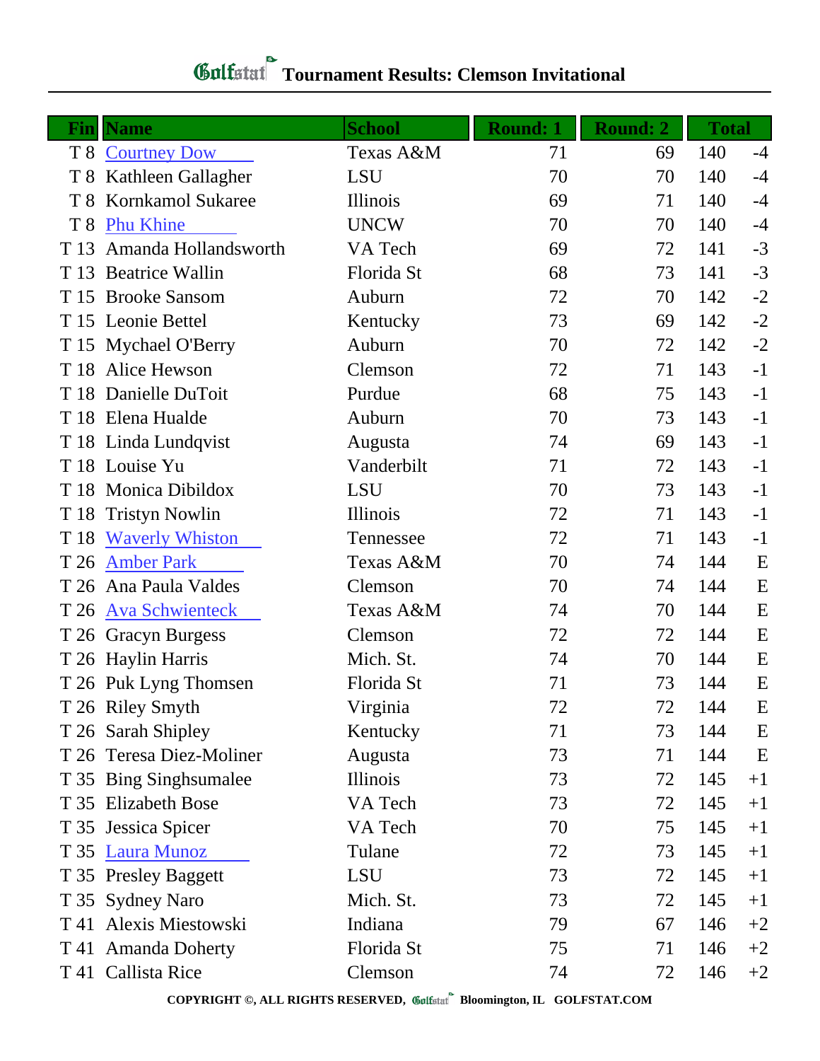# Golfstat Tournament Results: Clemson Invitational

| Fin | Name | School | Round: 1 | Round: 2 | Total | |
|---|---|---|---|---|---|---|
| T 8 | Courtney Dow | Texas A&M | 71 | 69 | 140 | -4 |
| T 8 | Kathleen Gallagher | LSU | 70 | 70 | 140 | -4 |
| T 8 | Kornkamol Sukaree | Illinois | 69 | 71 | 140 | -4 |
| T 8 | Phu Khine | UNCW | 70 | 70 | 140 | -4 |
| T 13 | Amanda Hollandsworth | VA Tech | 69 | 72 | 141 | -3 |
| T 13 | Beatrice Wallin | Florida St | 68 | 73 | 141 | -3 |
| T 15 | Brooke Sansom | Auburn | 72 | 70 | 142 | -2 |
| T 15 | Leonie Bettel | Kentucky | 73 | 69 | 142 | -2 |
| T 15 | Mychael O'Berry | Auburn | 70 | 72 | 142 | -2 |
| T 18 | Alice Hewson | Clemson | 72 | 71 | 143 | -1 |
| T 18 | Danielle DuToit | Purdue | 68 | 75 | 143 | -1 |
| T 18 | Elena Hualde | Auburn | 70 | 73 | 143 | -1 |
| T 18 | Linda Lundqvist | Augusta | 74 | 69 | 143 | -1 |
| T 18 | Louise Yu | Vanderbilt | 71 | 72 | 143 | -1 |
| T 18 | Monica Dibildox | LSU | 70 | 73 | 143 | -1 |
| T 18 | Tristyn Nowlin | Illinois | 72 | 71 | 143 | -1 |
| T 18 | Waverly Whiston | Tennessee | 72 | 71 | 143 | -1 |
| T 26 | Amber Park | Texas A&M | 70 | 74 | 144 | E |
| T 26 | Ana Paula Valdes | Clemson | 70 | 74 | 144 | E |
| T 26 | Ava Schwienteck | Texas A&M | 74 | 70 | 144 | E |
| T 26 | Gracyn Burgess | Clemson | 72 | 72 | 144 | E |
| T 26 | Haylin Harris | Mich. St. | 74 | 70 | 144 | E |
| T 26 | Puk Lyng Thomsen | Florida St | 71 | 73 | 144 | E |
| T 26 | Riley Smyth | Virginia | 72 | 72 | 144 | E |
| T 26 | Sarah Shipley | Kentucky | 71 | 73 | 144 | E |
| T 26 | Teresa Diez-Moliner | Augusta | 73 | 71 | 144 | E |
| T 35 | Bing Singhsumalee | Illinois | 73 | 72 | 145 | +1 |
| T 35 | Elizabeth Bose | VA Tech | 73 | 72 | 145 | +1 |
| T 35 | Jessica Spicer | VA Tech | 70 | 75 | 145 | +1 |
| T 35 | Laura Munoz | Tulane | 72 | 73 | 145 | +1 |
| T 35 | Presley Baggett | LSU | 73 | 72 | 145 | +1 |
| T 35 | Sydney Naro | Mich. St. | 73 | 72 | 145 | +1 |
| T 41 | Alexis Miestowski | Indiana | 79 | 67 | 146 | +2 |
| T 41 | Amanda Doherty | Florida St | 75 | 71 | 146 | +2 |
| T 41 | Callista Rice | Clemson | 74 | 72 | 146 | +2 |

**COPYRIGHT ©, ALL RIGHTS RESERVED, Golfstat Bloomington, IL GOLFSTAT.COM**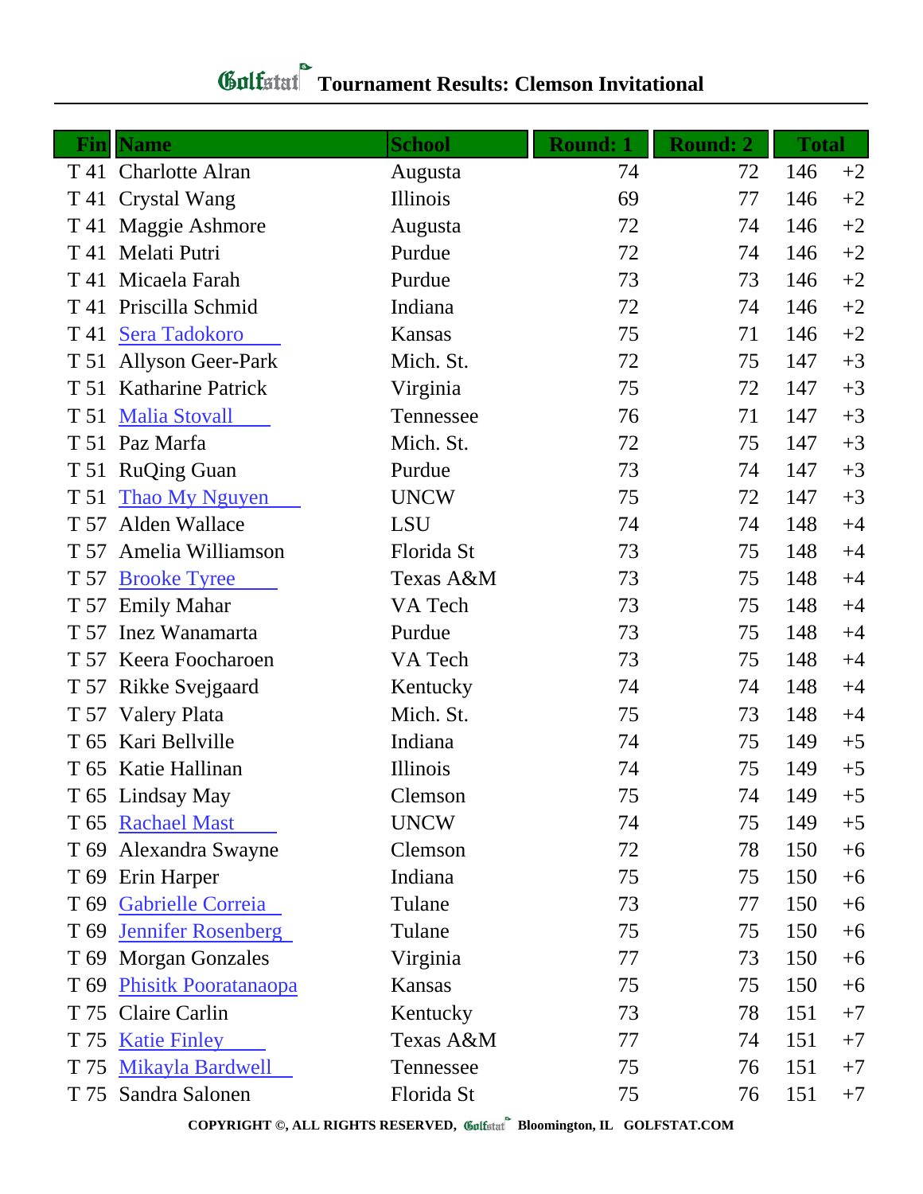# Golfstat Tournament Results: Clemson Invitational

| Fin | Name | School | Round: 1 | Round: 2 | Total | |
|---|---|---|---|---|---|---|
| T 41 | Charlotte Alran | Augusta | 74 | 72 | 146 | +2 |
| T 41 | Crystal Wang | Illinois | 69 | 77 | 146 | +2 |
| T 41 | Maggie Ashmore | Augusta | 72 | 74 | 146 | +2 |
| T 41 | Melati Putri | Purdue | 72 | 74 | 146 | +2 |
| T 41 | Micaela Farah | Purdue | 73 | 73 | 146 | +2 |
| T 41 | Priscilla Schmid | Indiana | 72 | 74 | 146 | +2 |
| T 41 | Sera Tadokoro | Kansas | 75 | 71 | 146 | +2 |
| T 51 | Allyson Geer-Park | Mich. St. | 72 | 75 | 147 | +3 |
| T 51 | Katharine Patrick | Virginia | 75 | 72 | 147 | +3 |
| T 51 | Malia Stovall | Tennessee | 76 | 71 | 147 | +3 |
| T 51 | Paz Marfa | Mich. St. | 72 | 75 | 147 | +3 |
| T 51 | RuQing Guan | Purdue | 73 | 74 | 147 | +3 |
| T 51 | Thao My Nguyen | UNCW | 75 | 72 | 147 | +3 |
| T 57 | Alden Wallace | LSU | 74 | 74 | 148 | +4 |
| T 57 | Amelia Williamson | Florida St | 73 | 75 | 148 | +4 |
| T 57 | Brooke Tyree | Texas A&M | 73 | 75 | 148 | +4 |
| T 57 | Emily Mahar | VA Tech | 73 | 75 | 148 | +4 |
| T 57 | Inez Wanamarta | Purdue | 73 | 75 | 148 | +4 |
| T 57 | Keera Foocharoen | VA Tech | 73 | 75 | 148 | +4 |
| T 57 | Rikke Svejgaard | Kentucky | 74 | 74 | 148 | +4 |
| T 57 | Valery Plata | Mich. St. | 75 | 73 | 148 | +4 |
| T 65 | Kari Bellville | Indiana | 74 | 75 | 149 | +5 |
| T 65 | Katie Hallinan | Illinois | 74 | 75 | 149 | +5 |
| T 65 | Lindsay May | Clemson | 75 | 74 | 149 | +5 |
| T 65 | Rachael Mast | UNCW | 74 | 75 | 149 | +5 |
| T 69 | Alexandra Swayne | Clemson | 72 | 78 | 150 | +6 |
| T 69 | Erin Harper | Indiana | 75 | 75 | 150 | +6 |
| T 69 | Gabrielle Correia | Tulane | 73 | 77 | 150 | +6 |
| T 69 | Jennifer Rosenberg | Tulane | 75 | 75 | 150 | +6 |
| T 69 | Morgan Gonzales | Virginia | 77 | 73 | 150 | +6 |
| T 69 | Phisitk Pooratanaopa | Kansas | 75 | 75 | 150 | +6 |
| T 75 | Claire Carlin | Kentucky | 73 | 78 | 151 | +7 |
| T 75 | Katie Finley | Texas A&M | 77 | 74 | 151 | +7 |
| T 75 | Mikayla Bardwell | Tennessee | 75 | 76 | 151 | +7 |
| T 75 | Sandra Salonen | Florida St | 75 | 76 | 151 | +7 |

COPYRIGHT ©, ALL RIGHTS RESERVED, Golfstat Bloomington, IL GOLFSTAT.COM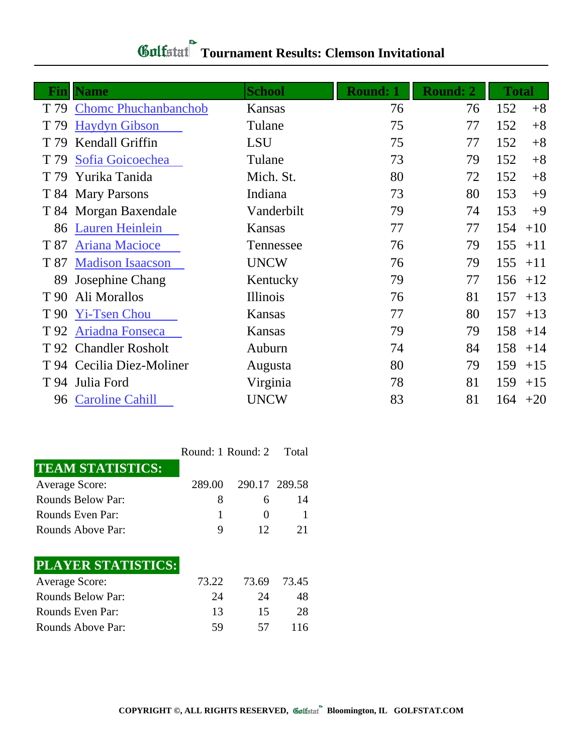# Golfstat Tournament Results: Clemson Invitational

| Fin | Name | School | Round: 1 | Round: 2 | Total | |
|---|---|---|---|---|---|---|
| T 79 | Chomc Phuchanbanchob | Kansas | 76 | 76 | 152 | +8 |
| T 79 | Haydyn Gibson | Tulane | 75 | 77 | 152 | +8 |
| T 79 | Kendall Griffin | LSU | 75 | 77 | 152 | +8 |
| T 79 | Sofia Goicoechea | Tulane | 73 | 79 | 152 | +8 |
| T 79 | Yurika Tanida | Mich. St. | 80 | 72 | 152 | +8 |
| T 84 | Mary Parsons | Indiana | 73 | 80 | 153 | +9 |
| T 84 | Morgan Baxendale | Vanderbilt | 79 | 74 | 153 | +9 |
| 86 | Lauren Heinlein | Kansas | 77 | 77 | 154 | +10 |
| T 87 | Ariana Macioce | Tennessee | 76 | 79 | 155 | +11 |
| T 87 | Madison Isaacson | UNCW | 76 | 79 | 155 | +11 |
| 89 | Josephine Chang | Kentucky | 79 | 77 | 156 | +12 |
| T 90 | Ali Morallos | Illinois | 76 | 81 | 157 | +13 |
| T 90 | Yi-Tsen Chou | Kansas | 77 | 80 | 157 | +13 |
| T 92 | Ariadna Fonseca | Kansas | 79 | 79 | 158 | +14 |
| T 92 | Chandler Rosholt | Auburn | 74 | 84 | 158 | +14 |
| T 94 | Cecilia Diez-Moliner | Augusta | 80 | 79 | 159 | +15 |
| T 94 | Julia Ford | Virginia | 78 | 81 | 159 | +15 |
| 96 | Caroline Cahill | UNCW | 83 | 81 | 164 | +20 |

| TEAM STATISTICS: | Round: 1 | Round: 2 | Total |
|---|---|---|---|
| Average Score: | 289.00 | 290.17 | 289.58 |
| Rounds Below Par: | 8 | 6 | 14 |
| Rounds Even Par: | 1 | 0 | 1 |
| Rounds Above Par: | 9 | 12 | 21 |

| PLAYER STATISTICS: | Round: 1 | Round: 2 | Total |
|---|---|---|---|
| Average Score: | 73.22 | 73.69 | 73.45 |
| Rounds Below Par: | 24 | 24 | 48 |
| Rounds Even Par: | 13 | 15 | 28 |
| Rounds Above Par: | 59 | 57 | 116 |

COPYRIGHT ©, ALL RIGHTS RESERVED, Golfstat Bloomington, IL GOLFSTAT.COM